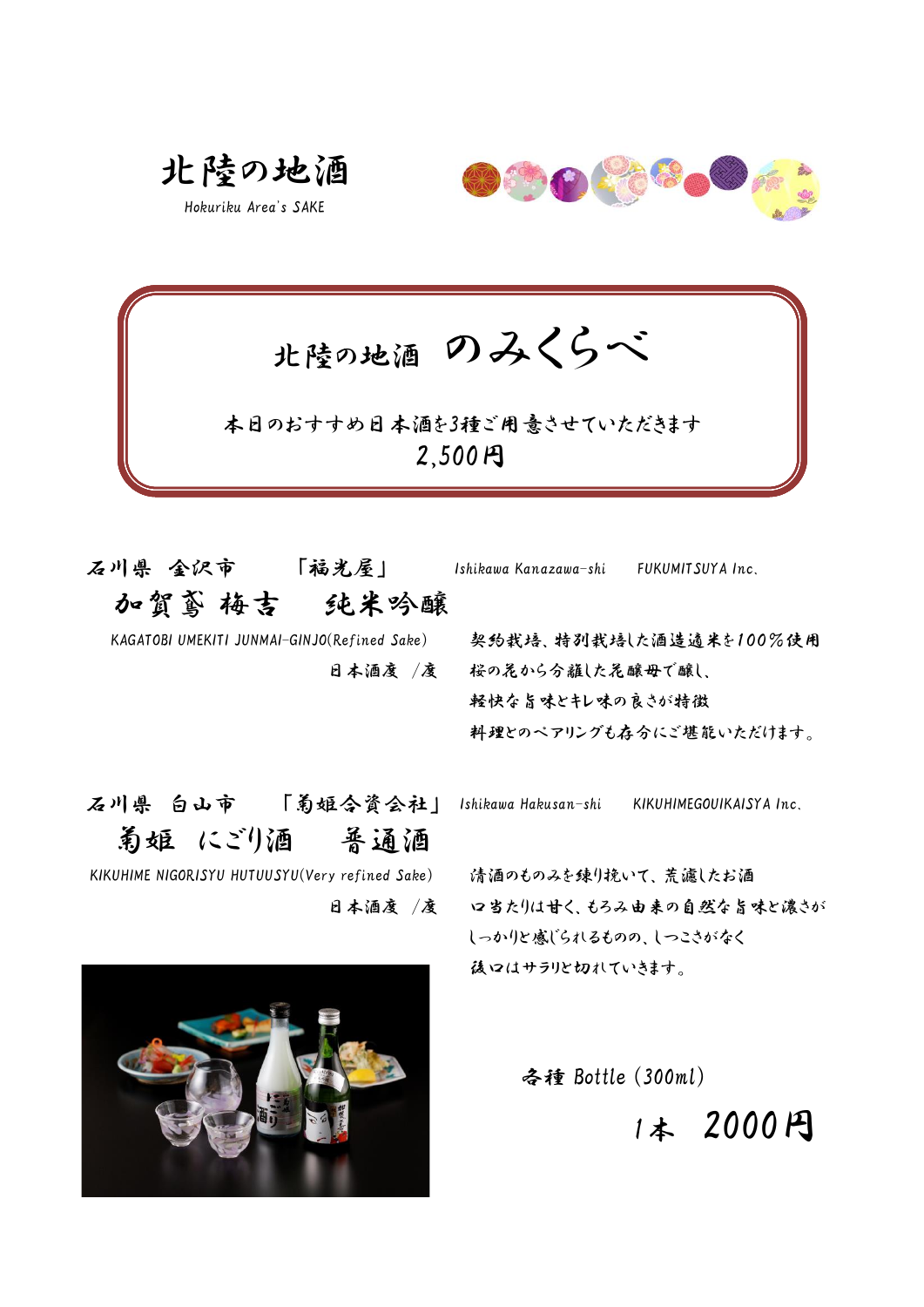# 北陸の地酒

Hokuriku Area's SAKE

## 北陸の地酒 のみくらべ

本日のおすすめ日本酒を3種ご用意させていただきます

2,500円

石川県 金沢市 「福光屋」 Ishikawa Kanazawa-shi FUKUMITSUYA Inc.

### 加賀鳶 梅吉 純米吟醸

KAGATOBI UMEKITI JUNMAI-GINJO(Refined Sake)

日本酒度 /度

契約栽培、特別栽培した酒造適米を100%使用
桜の花から分離した花醸母で醸し、
軽快な旨味とキレ味の良さが特徴
料理とのペアリングも存分にご堪能いただけます。

石川県 白山市 「菊姫合資会社」 Ishikawa Hakusan-shi KIKUHIMEGOUIKAISYA Inc.

### 菊姫 にごり酒 普通酒

KIKUHIME NIGORISYU HUTUUSYU(Very refined Sake)

日本酒度 /度

清酒のもろみを練り挽いて、荒濾したお酒
口当たりは甘く、もろみ由来の自然な旨味と濃さが
しっかりと感じられるものの、しつこさがなく
後口はサラリと切れていきます。

各種 Bottle (300ml)

1本 2000円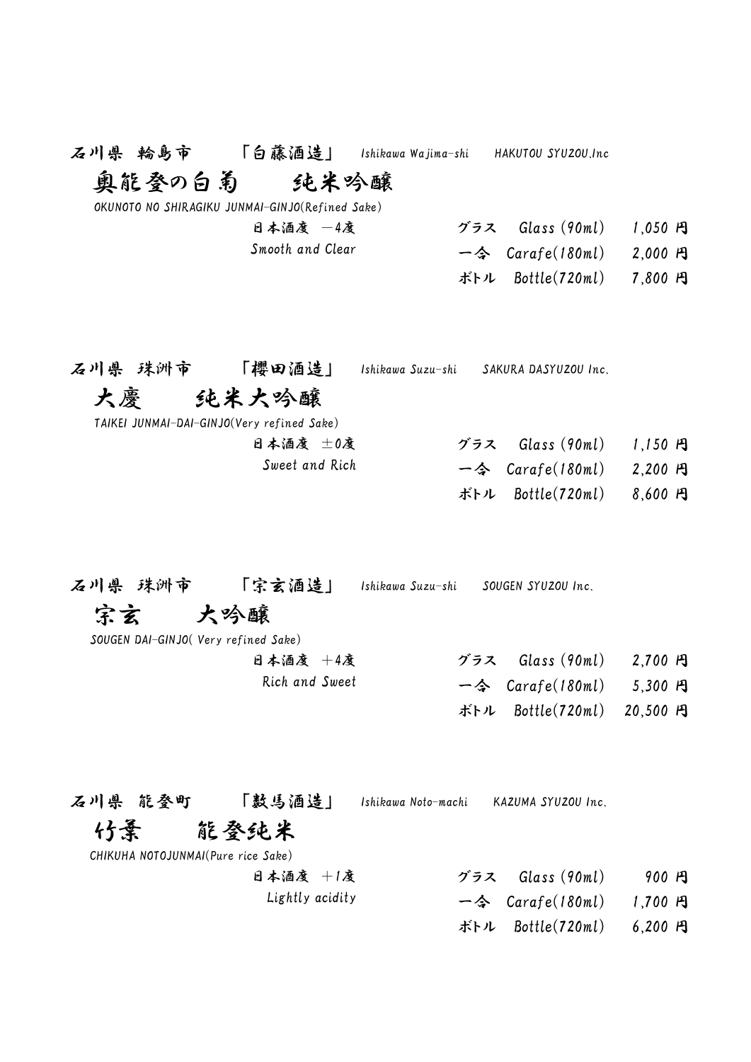石川県 輪島市 「白藤酒造」 Ishikawa Wajima-shi HAKUTOU SYUZOU.Inc

## 奥能登の白菊 純米吟醸

OKUNOTO NO SHIRAGIKU JUNMAI-GINJO(Refined Sake)

日本酒度 －4度
Smooth and Clear

| | | |
|---|---|---|
| グラス | Glass (90ml) | 1,050 円 |
| 一合 | Carafe(180ml) | 2,000 円 |
| ボトル | Bottle(720ml) | 7,800 円 |

石川県 珠洲市 「櫻田酒造」 Ishikawa Suzu-shi SAKURA DASYUZOU Inc.

## 大慶 純米大吟醸

TAIKEI JUNMAI-DAI-GINJO(Very refined Sake)

日本酒度 ±0度
Sweet and Rich

| | | |
|---|---|---|
| グラス | Glass (90ml) | 1,150 円 |
| 一合 | Carafe(180ml) | 2,200 円 |
| ボトル | Bottle(720ml) | 8,600 円 |

石川県 珠洲市 「宗玄酒造」 Ishikawa Suzu-shi SOUGEN SYUZOU Inc.

## 宗玄 大吟醸

SOUGEN DAI-GINJO( Very refined Sake)

日本酒度 ＋4度
Rich and Sweet

| | | |
|---|---|---|
| グラス | Glass (90ml) | 2,700 円 |
| 一合 | Carafe(180ml) | 5,300 円 |
| ボトル | Bottle(720ml) | 20,500 円 |

石川県 能登町 「數馬酒造」 Ishikawa Noto-machi KAZUMA SYUZOU Inc.

## 竹葉 能登純米

CHIKUHA NOTOJUNMAI(Pure rice Sake)

日本酒度 ＋1度
Lightly acidity

| | | |
|---|---|---|
| グラス | Glass (90ml) | 900 円 |
| 一合 | Carafe(180ml) | 1,700 円 |
| ボトル | Bottle(720ml) | 6,200 円 |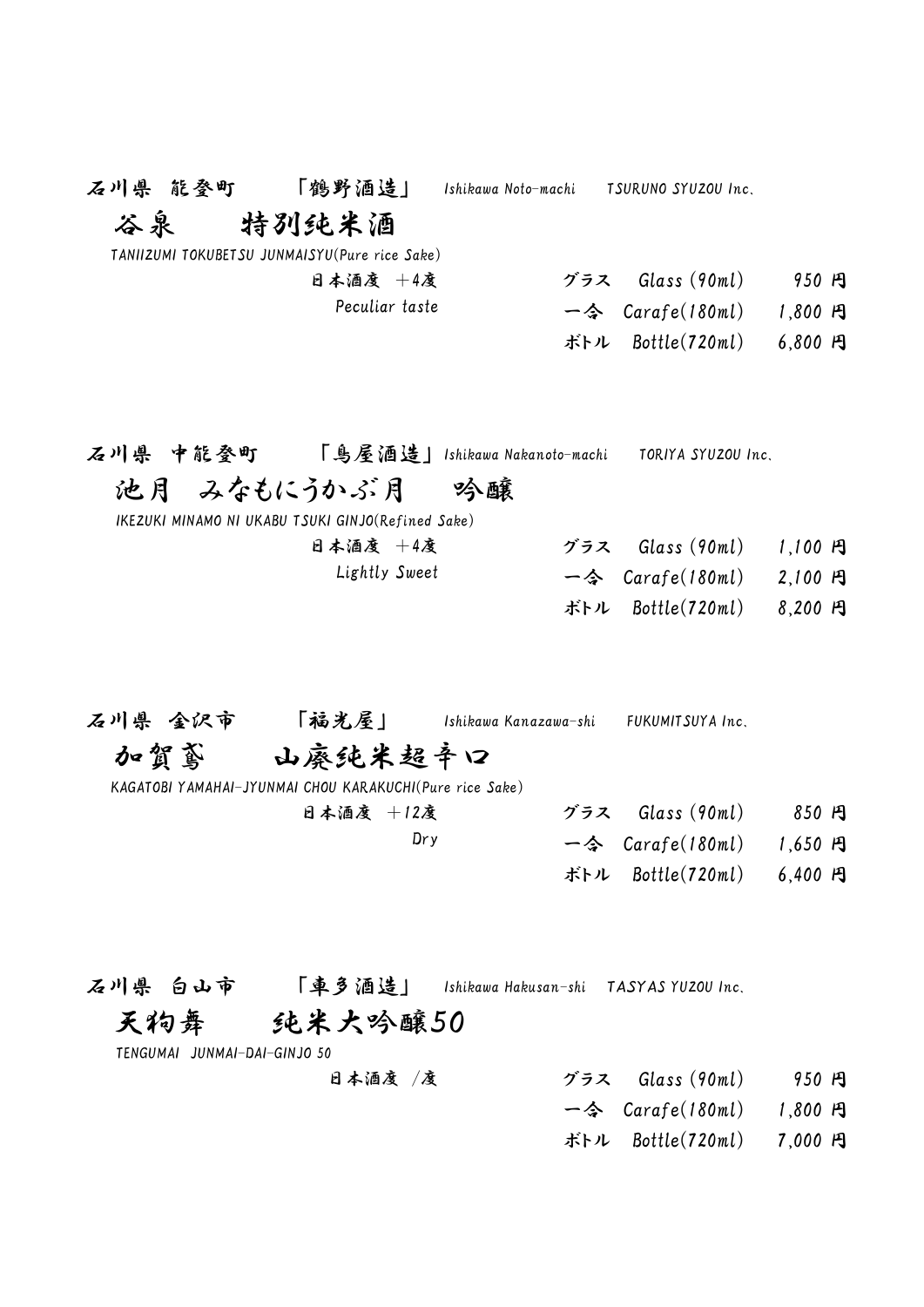石川県 能登町　「鶴野酒造」 *Ishikawa Noto-machi　TSURUNO SYUZOU Inc.*

## 谷泉　特別純米酒

*TANIIZUMI TOKUBETSU JUNMAISYU(Pure rice Sake)*

日本酒度 ＋4度
*Peculiar taste*

| | | |
|---|---|---|
| グラス | *Glass (90ml)* | 950 円 |
| 一合 | *Carafe(180ml)* | 1,800 円 |
| ボトル | *Bottle(720ml)* | 6,800 円 |

石川県 中能登町　「鳥屋酒造」 *Ishikawa Nakanoto-machi　TORIYA SYUZOU Inc.*

## 池月 みなもにうかぶ月　吟醸

*IKEZUKI MINAMO NI UKABU TSUKI GINJO(Refined Sake)*

日本酒度 ＋4度
*Lightly Sweet*

| | | |
|---|---|---|
| グラス | *Glass (90ml)* | 1,100 円 |
| 一合 | *Carafe(180ml)* | 2,100 円 |
| ボトル | *Bottle(720ml)* | 8,200 円 |

石川県 金沢市　「福光屋」 *Ishikawa Kanazawa-shi　FUKUMITSUYA Inc.*

## 加賀鳶　山廃純米超辛口

*KAGATOBI YAMAHAI-JYUNMAI CHOU KARAKUCHI(Pure rice Sake)*

日本酒度 ＋12度
*Dry*

| | | |
|---|---|---|
| グラス | *Glass (90ml)* | 850 円 |
| 一合 | *Carafe(180ml)* | 1,650 円 |
| ボトル | *Bottle(720ml)* | 6,400 円 |

石川県 白山市　「車多酒造」 *Ishikawa Hakusan-shi　TASYAS YUZOU Inc.*

## 天狗舞　純米大吟醸50

*TENGUMAI JUNMAI-DAI-GINJO 50*

日本酒度 /度

| | | |
|---|---|---|
| グラス | *Glass (90ml)* | 950 円 |
| 一合 | *Carafe(180ml)* | 1,800 円 |
| ボトル | *Bottle(720ml)* | 7,000 円 |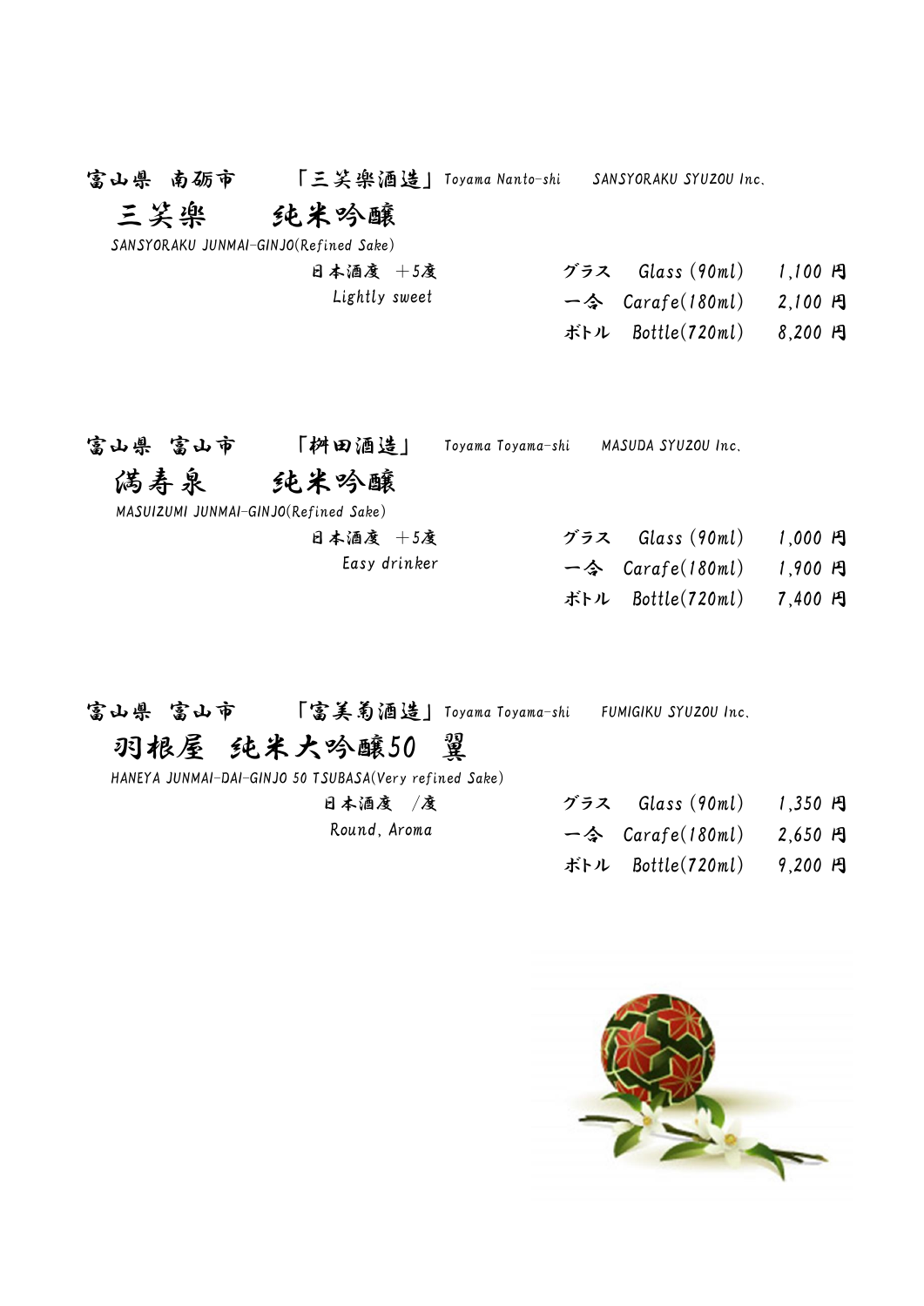富山県　南砺市　　「三笑楽酒造」Toyama Nanto-shi　SANSYORAKU SYUZOU Inc.

## 三笑楽　純米吟醸

SANSYORAKU JUNMAI-GINJO(Refined Sake)

日本酒度　+5度
Lightly sweet

| | | |
|---|---|---|
| グラス | Glass (90ml) | 1,100 円 |
| 一合 | Carafe(180ml) | 2,100 円 |
| ボトル | Bottle(720ml) | 8,200 円 |

富山県　富山市　　「桝田酒造」Toyama Toyama-shi　MASUDA SYUZOU Inc.

## 満寿泉　純米吟醸

MASUIZUMI JUNMAI-GINJO(Refined Sake)

日本酒度　+5度
Easy drinker

| | | |
|---|---|---|
| グラス | Glass (90ml) | 1,000 円 |
| 一合 | Carafe(180ml) | 1,900 円 |
| ボトル | Bottle(720ml) | 7,400 円 |

富山県　富山市　　「富美菊酒造」Toyama Toyama-shi　FUMIGIKU SYUZOU Inc.

## 羽根屋　純米大吟醸50　翼

HANEYA JUNMAI-DAI-GINJO 50 TSUBASA(Very refined Sake)

日本酒度　/度
Round, Aroma

| | | |
|---|---|---|
| グラス | Glass (90ml) | 1,350 円 |
| 一合 | Carafe(180ml) | 2,650 円 |
| ボトル | Bottle(720ml) | 9,200 円 |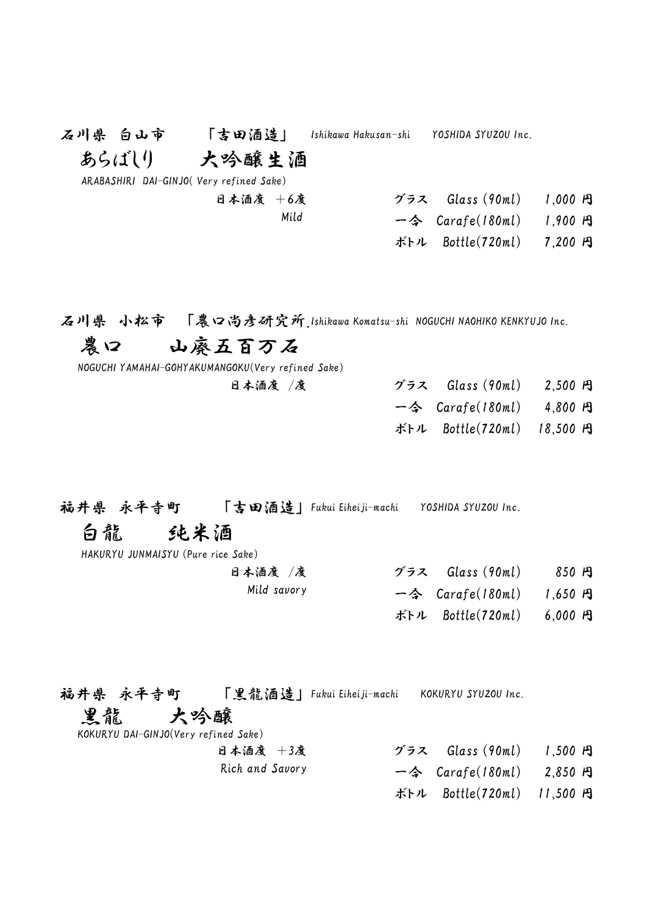石川県　白山市　　「吉田酒造」 Ishikawa Hakusan-shi　YOSHIDA SYUZOU Inc.

## あらばしり　大吟醸生酒

ARABASHIRI DAI-GINJO( Very refined Sake)

| | | | |
|---|---|---|---|
| 日本酒度　＋6度 | グラス | Glass (90ml) | 1,000 円 |
| Mild | 一合 | Carafe(180ml) | 1,900 円 |
| | ボトル | Bottle(720ml) | 7,200 円 |

石川県　小松市　「農口尚彦研究所」Ishikawa Komatsu-shi　NOGUCHI NAOHIKO KENKYUJO Inc.

## 農口　山廃五百万石

NOGUCHI YAMAHAI-GOHYAKUMANGOKU(Very refined Sake)

| | | | |
|---|---|---|---|
| 日本酒度　/度 | グラス | Glass (90ml) | 2,500 円 |
| | 一合 | Carafe(180ml) | 4,800 円 |
| | ボトル | Bottle(720ml) | 18,500 円 |

福井県　永平寺町　「吉田酒造」Fukui Eiheiji-machi　YOSHIDA SYUZOU Inc.

## 白龍　純米酒

HAKURYU JUNMAISYU (Pure rice Sake)

| | | | |
|---|---|---|---|
| 日本酒度　/度 | グラス | Glass (90ml) | 850 円 |
| Mild savory | 一合 | Carafe(180ml) | 1,650 円 |
| | ボトル | Bottle(720ml) | 6,000 円 |

福井県　永平寺町　「黒龍酒造」Fukui Eiheiji-machi　KOKURYU SYUZOU Inc.

## 黒龍　大吟醸

KOKURYU DAI-GINJO(Very refined Sake)

| | | | |
|---|---|---|---|
| 日本酒度　＋3度 | グラス | Glass (90ml) | 1,500 円 |
| Rich and Savory | 一合 | Carafe(180ml) | 2,850 円 |
| | ボトル | Bottle(720ml) | 11,500 円 |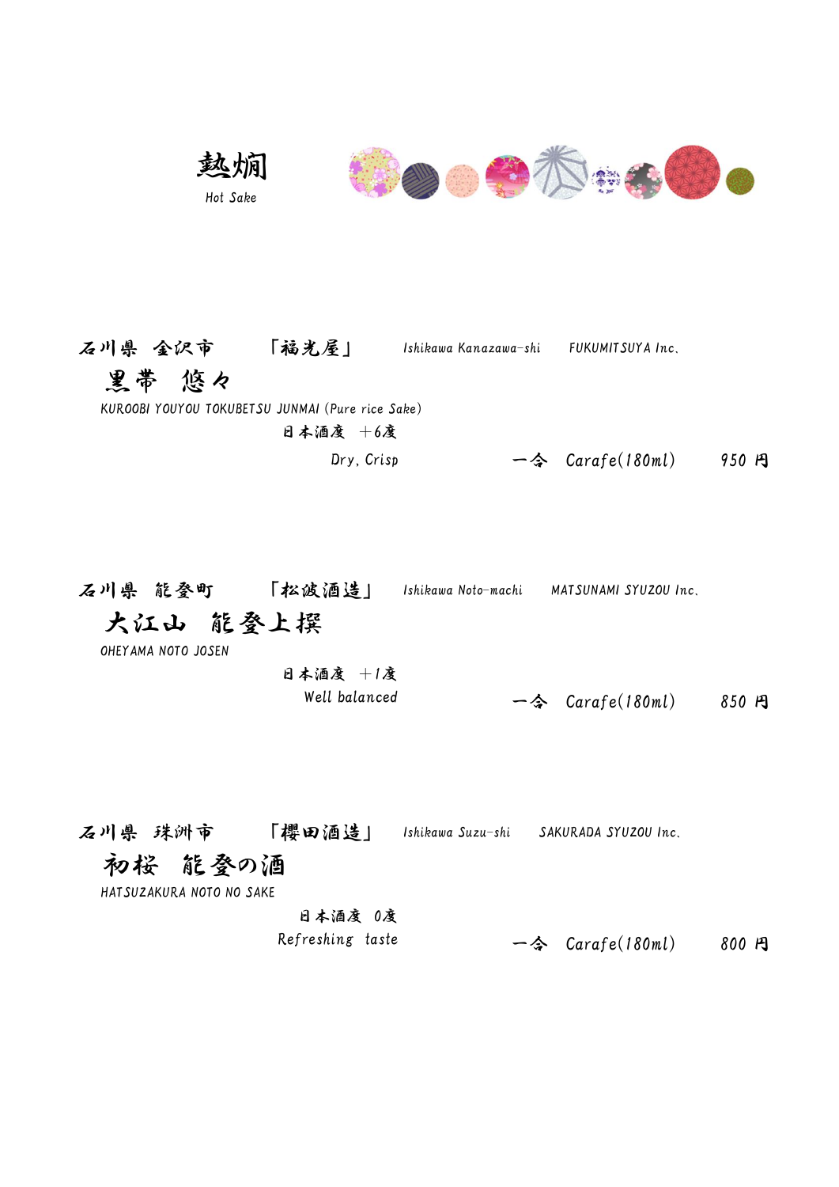# 熱燗

*Hot Sake*

石川県 金沢市　「福光屋」　*Ishikawa Kanazawa-shi*　*FUKUMITSUYA Inc.*

## 黒帯 悠々

*KUROOBI YOUYOU TOKUBETSU JUNMAI (Pure rice Sake)*

日本酒度 ＋6度

*Dry, Crisp*　一合 *Carafe(180ml)*　950 円

石川県 能登町　「松波酒造」　*Ishikawa Noto-machi*　*MATSUNAMI SYUZOU Inc.*

## 大江山 能登上撰

*OHEYAMA NOTO JOSEN*

日本酒度 ＋1度

*Well balanced*　一合 *Carafe(180ml)*　850 円

石川県 珠洲市　「櫻田酒造」　*Ishikawa Suzu-shi*　*SAKURADA SYUZOU Inc.*

## 初桜 能登の酒

*HATSUZAKURA NOTO NO SAKE*

日本酒度 0度

*Refreshing taste*　一合 *Carafe(180ml)*　800 円